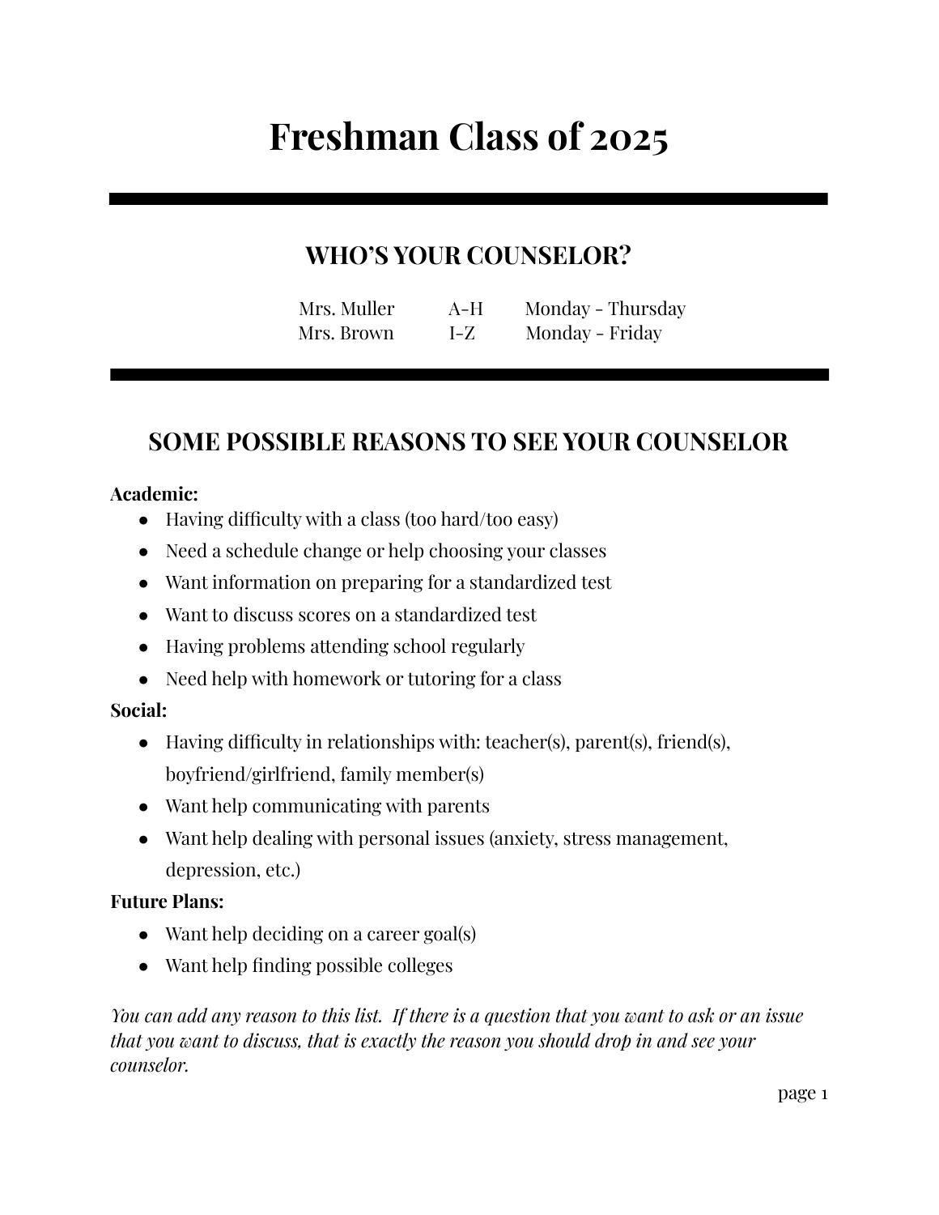# Freshman Class of 2025

## WHO'S YOUR COUNSELOR?

| | | |
|---|---|---|
| Mrs. Muller | A-H | Monday - Thursday |
| Mrs. Brown | I-Z | Monday - Friday |

## SOME POSSIBLE REASONS TO SEE YOUR COUNSELOR

**Academic:**

- Having difficulty with a class (too hard/too easy)
- Need a schedule change or help choosing your classes
- Want information on preparing for a standardized test
- Want to discuss scores on a standardized test
- Having problems attending school regularly
- Need help with homework or tutoring for a class

**Social:**

- Having difficulty in relationships with: teacher(s), parent(s), friend(s), boyfriend/girlfriend, family member(s)
- Want help communicating with parents
- Want help dealing with personal issues (anxiety, stress management, depression, etc.)

**Future Plans:**

- Want help deciding on a career goal(s)
- Want help finding possible colleges

*You can add any reason to this list. If there is a question that you want to ask or an issue that you want to discuss, that is exactly the reason you should drop in and see your counselor.*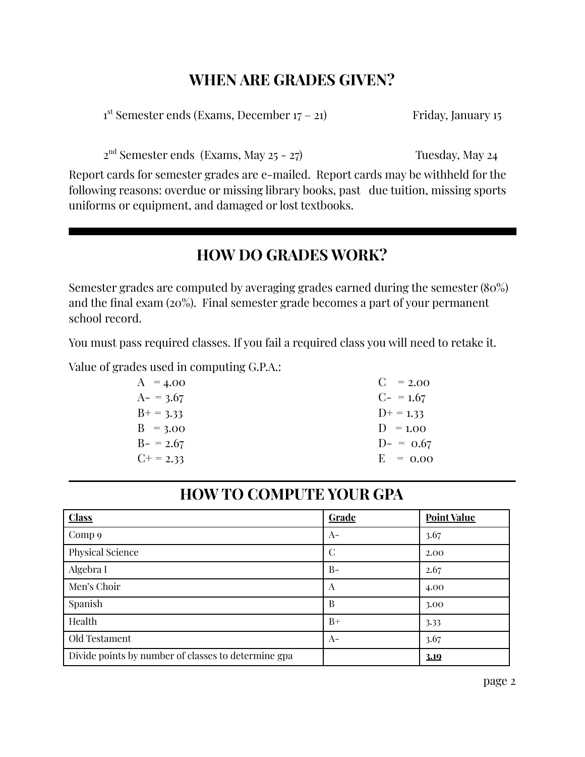## WHEN ARE GRADES GIVEN?

1st Semester ends (Exams, December 17 – 21) Friday, January 15

2nd Semester ends (Exams, May 25 - 27) Tuesday, May 24

Report cards for semester grades are e-mailed. Report cards may be withheld for the following reasons: overdue or missing library books, past due tuition, missing sports uniforms or equipment, and damaged or lost textbooks.

## HOW DO GRADES WORK?

Semester grades are computed by averaging grades earned during the semester (80%) and the final exam (20%). Final semester grade becomes a part of your permanent school record.

You must pass required classes. If you fail a required class you will need to retake it.

Value of grades used in computing G.P.A.:

- A = 4.00
- A- = 3.67
- B+ = 3.33
- B = 3.00
- B- = 2.67
- C+ = 2.33
- C = 2.00
- C- = 1.67
- D+ = 1.33
- D = 1.00
- D- = 0.67
- E = 0.00

## HOW TO COMPUTE YOUR GPA

| Class | Grade | Point Value |
|---|---|---|
| Comp 9 | A- | 3.67 |
| Physical Science | C | 2.00 |
| Algebra I | B- | 2.67 |
| Men's Choir | A | 4.00 |
| Spanish | B | 3.00 |
| Health | B+ | 3.33 |
| Old Testament | A- | 3.67 |
| Divide points by number of classes to determine gpa | | **3.19** |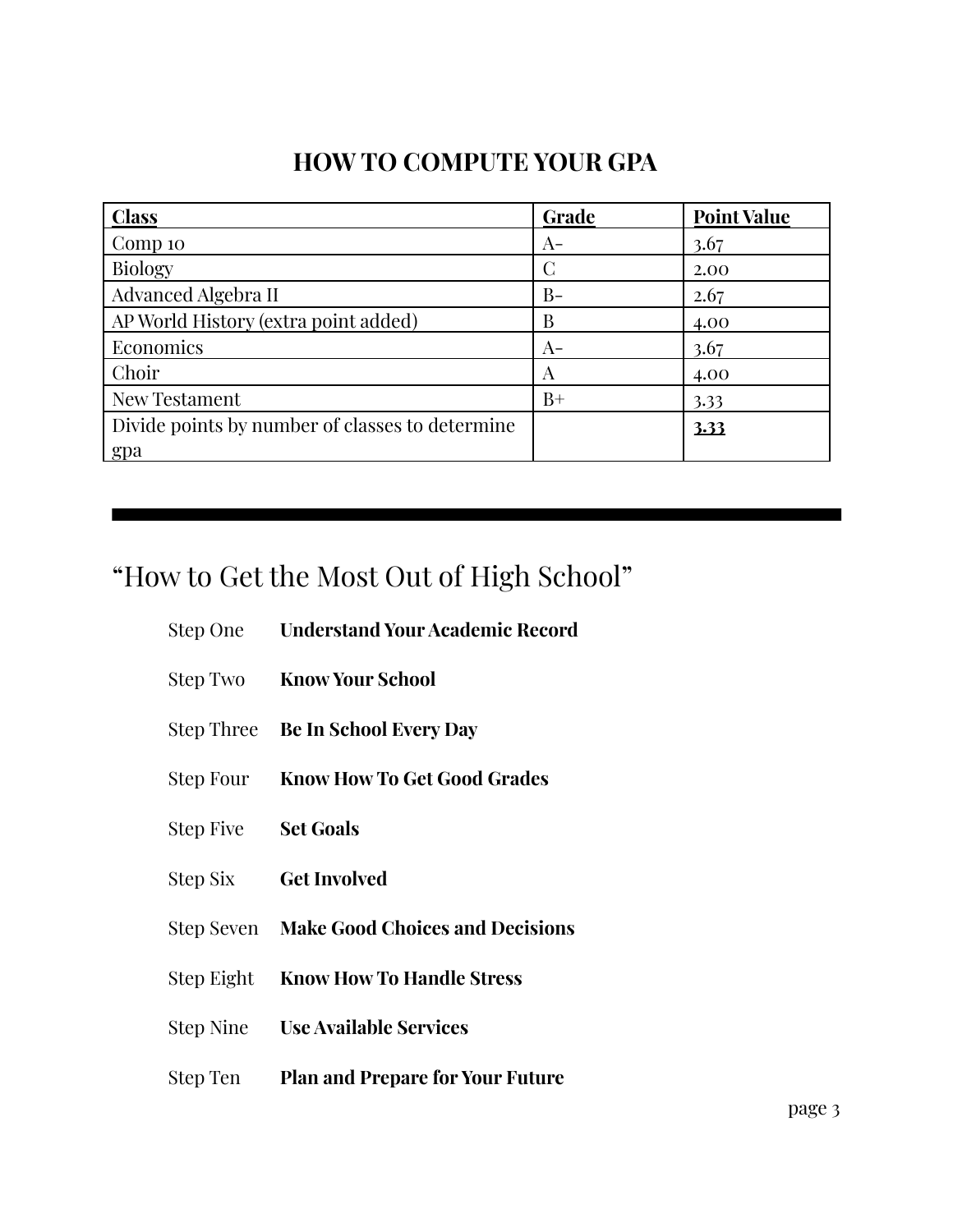# HOW TO COMPUTE YOUR GPA

| Class | Grade | Point Value |
|---|---|---|
| Comp 10 | A- | 3.67 |
| Biology | C | 2.00 |
| Advanced Algebra II | B- | 2.67 |
| AP World History (extra point added) | B | 4.00 |
| Economics | A- | 3.67 |
| Choir | A | 4.00 |
| New Testament | B+ | 3.33 |
| Divide points by number of classes to determine gpa | | **3.33** |

---

## "How to Get the Most Out of High School"

Step One **Understand Your Academic Record**

Step Two **Know Your School**

Step Three **Be In School Every Day**

Step Four **Know How To Get Good Grades**

Step Five **Set Goals**

Step Six **Get Involved**

Step Seven **Make Good Choices and Decisions**

Step Eight **Know How To Handle Stress**

Step Nine **Use Available Services**

Step Ten **Plan and Prepare for Your Future**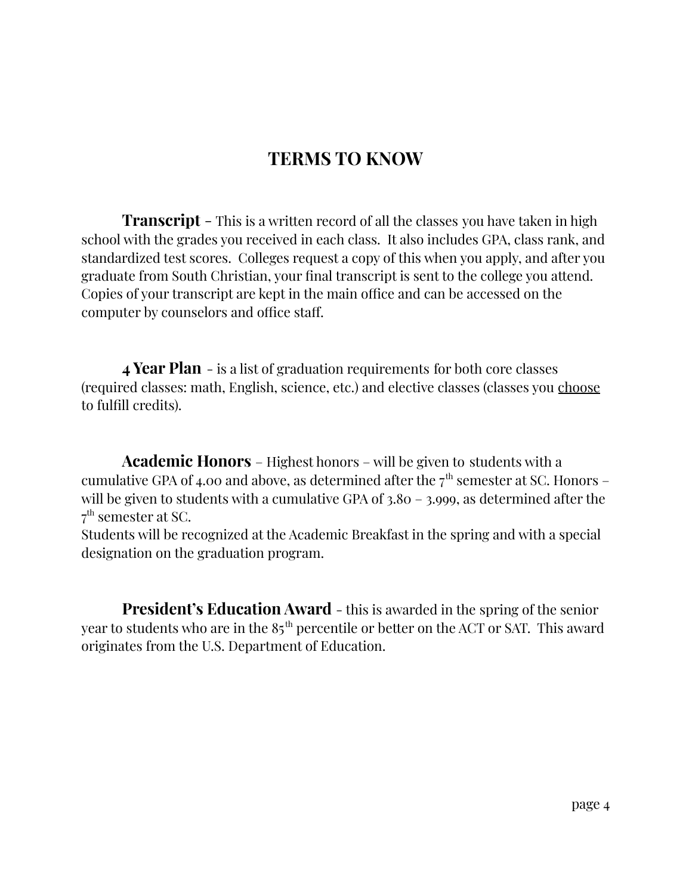# TERMS TO KNOW

**Transcript** – This is a written record of all the classes you have taken in high school with the grades you received in each class. It also includes GPA, class rank, and standardized test scores. Colleges request a copy of this when you apply, and after you graduate from South Christian, your final transcript is sent to the college you attend. Copies of your transcript are kept in the main office and can be accessed on the computer by counselors and office staff.

**4 Year Plan** - is a list of graduation requirements for both core classes (required classes: math, English, science, etc.) and elective classes (classes you <u>choose</u> to fulfill credits).

**Academic Honors** – Highest honors – will be given to students with a cumulative GPA of 4.00 and above, as determined after the 7th semester at SC. Honors – will be given to students with a cumulative GPA of 3.80 – 3.999, as determined after the 7th semester at SC.
Students will be recognized at the Academic Breakfast in the spring and with a special designation on the graduation program.

**President's Education Award** - this is awarded in the spring of the senior year to students who are in the 85th percentile or better on the ACT or SAT. This award originates from the U.S. Department of Education.